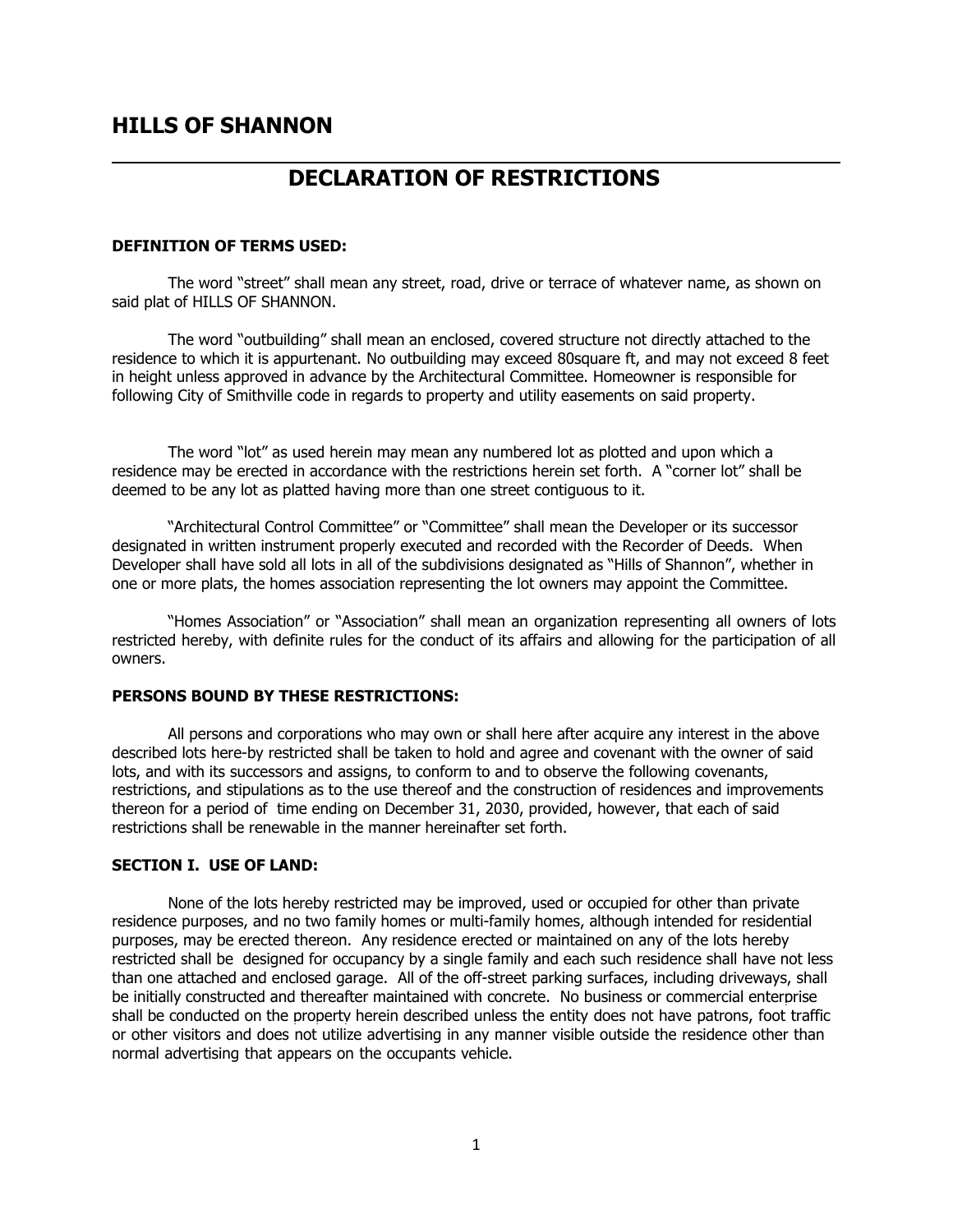# HILLS OF SHANNON

## DECLARATION OF RESTRICTIONS

### DEFINITION OF TERMS USED:

The word "street" shall mean any street, road, drive or terrace of whatever name, as shown on said plat of HILLS OF SHANNON.

The word "outbuilding" shall mean an enclosed, covered structure not directly attached to the residence to which it is appurtenant. No outbuilding may exceed 80square ft, and may not exceed 8 feet in height unless approved in advance by the Architectural Committee. Homeowner is responsible for following City of Smithville code in regards to property and utility easements on said property.

The word "lot" as used herein may mean any numbered lot as plotted and upon which a residence may be erected in accordance with the restrictions herein set forth. A "corner lot" shall be deemed to be any lot as platted having more than one street contiguous to it.

"Architectural Control Committee" or "Committee" shall mean the Developer or its successor designated in written instrument properly executed and recorded with the Recorder of Deeds. When Developer shall have sold all lots in all of the subdivisions designated as "Hills of Shannon", whether in one or more plats, the homes association representing the lot owners may appoint the Committee.

"Homes Association" or "Association" shall mean an organization representing all owners of lots restricted hereby, with definite rules for the conduct of its affairs and allowing for the participation of all owners.

### PERSONS BOUND BY THESE RESTRICTIONS:

All persons and corporations who may own or shall here after acquire any interest in the above described lots here-by restricted shall be taken to hold and agree and covenant with the owner of said lots, and with its successors and assigns, to conform to and to observe the following covenants, restrictions, and stipulations as to the use thereof and the construction of residences and improvements thereon for a period of time ending on December 31, 2030, provided, however, that each of said restrictions shall be renewable in the manner hereinafter set forth.

### SECTION I. USE OF LAND:

None of the lots hereby restricted may be improved, used or occupied for other than private residence purposes, and no two family homes or multi-family homes, although intended for residential purposes, may be erected thereon. Any residence erected or maintained on any of the lots hereby restricted shall be designed for occupancy by a single family and each such residence shall have not less than one attached and enclosed garage. All of the off-street parking surfaces, including driveways, shall be initially constructed and thereafter maintained with concrete. No business or commercial enterprise shall be conducted on the property herein described unless the entity does not have patrons, foot traffic or other visitors and does not utilize advertising in any manner visible outside the residence other than normal advertising that appears on the occupants vehicle.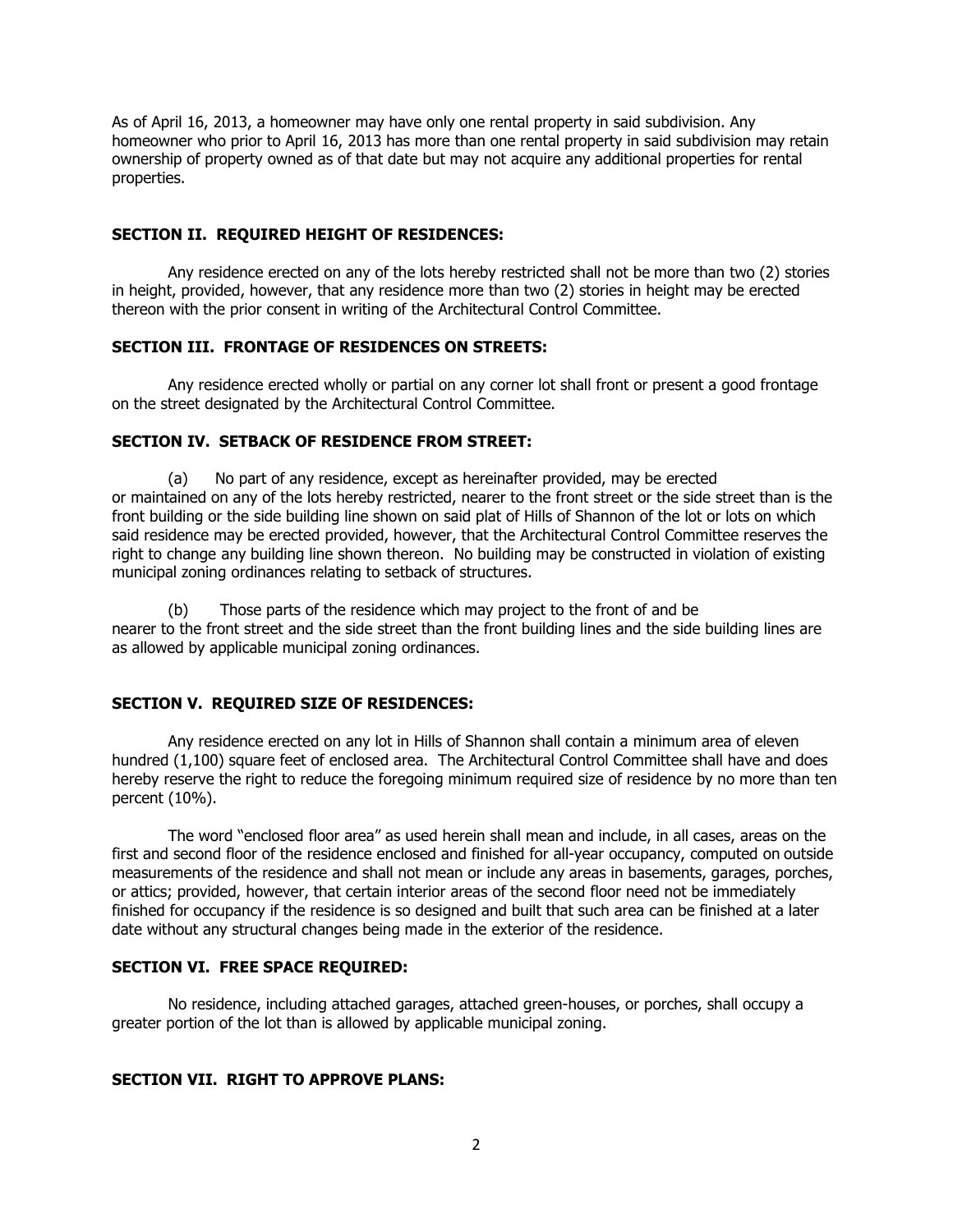As of April 16, 2013, a homeowner may have only one rental property in said subdivision. Any homeowner who prior to April 16, 2013 has more than one rental property in said subdivision may retain ownership of property owned as of that date but may not acquire any additional properties for rental properties.

**SECTION II. REQUIRED HEIGHT OF RESIDENCES:**

Any residence erected on any of the lots hereby restricted shall not be more than two (2) stories in height, provided, however, that any residence more than two (2) stories in height may be erected thereon with the prior consent in writing of the Architectural Control Committee.

**SECTION III. FRONTAGE OF RESIDENCES ON STREETS:**

Any residence erected wholly or partial on any corner lot shall front or present a good frontage on the street designated by the Architectural Control Committee.

**SECTION IV. SETBACK OF RESIDENCE FROM STREET:**

(a) No part of any residence, except as hereinafter provided, may be erected or maintained on any of the lots hereby restricted, nearer to the front street or the side street than is the front building or the side building line shown on said plat of Hills of Shannon of the lot or lots on which said residence may be erected provided, however, that the Architectural Control Committee reserves the right to change any building line shown thereon. No building may be constructed in violation of existing municipal zoning ordinances relating to setback of structures.

(b) Those parts of the residence which may project to the front of and be nearer to the front street and the side street than the front building lines and the side building lines are as allowed by applicable municipal zoning ordinances.

**SECTION V. REQUIRED SIZE OF RESIDENCES:**

Any residence erected on any lot in Hills of Shannon shall contain a minimum area of eleven hundred (1,100) square feet of enclosed area. The Architectural Control Committee shall have and does hereby reserve the right to reduce the foregoing minimum required size of residence by no more than ten percent (10%).

The word "enclosed floor area" as used herein shall mean and include, in all cases, areas on the first and second floor of the residence enclosed and finished for all-year occupancy, computed on outside measurements of the residence and shall not mean or include any areas in basements, garages, porches, or attics; provided, however, that certain interior areas of the second floor need not be immediately finished for occupancy if the residence is so designed and built that such area can be finished at a later date without any structural changes being made in the exterior of the residence.

**SECTION VI. FREE SPACE REQUIRED:**

No residence, including attached garages, attached green-houses, or porches, shall occupy a greater portion of the lot than is allowed by applicable municipal zoning.

**SECTION VII. RIGHT TO APPROVE PLANS:**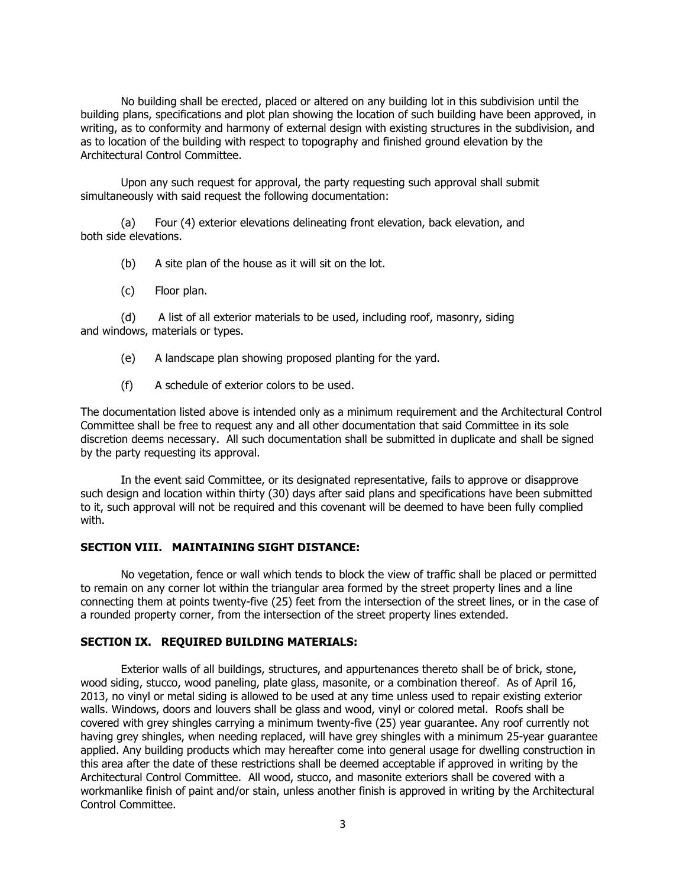No building shall be erected, placed or altered on any building lot in this subdivision until the building plans, specifications and plot plan showing the location of such building have been approved, in writing, as to conformity and harmony of external design with existing structures in the subdivision, and as to location of the building with respect to topography and finished ground elevation by the Architectural Control Committee.

Upon any such request for approval, the party requesting such approval shall submit simultaneously with said request the following documentation:

(a) Four (4) exterior elevations delineating front elevation, back elevation, and both side elevations.

(b) A site plan of the house as it will sit on the lot.

(c) Floor plan.

(d) A list of all exterior materials to be used, including roof, masonry, siding and windows, materials or types.

(e) A landscape plan showing proposed planting for the yard.

(f) A schedule of exterior colors to be used.

The documentation listed above is intended only as a minimum requirement and the Architectural Control Committee shall be free to request any and all other documentation that said Committee in its sole discretion deems necessary. All such documentation shall be submitted in duplicate and shall be signed by the party requesting its approval.

In the event said Committee, or its designated representative, fails to approve or disapprove such design and location within thirty (30) days after said plans and specifications have been submitted to it, such approval will not be required and this covenant will be deemed to have been fully complied with.

**SECTION VIII. MAINTAINING SIGHT DISTANCE:**

No vegetation, fence or wall which tends to block the view of traffic shall be placed or permitted to remain on any corner lot within the triangular area formed by the street property lines and a line connecting them at points twenty-five (25) feet from the intersection of the street lines, or in the case of a rounded property corner, from the intersection of the street property lines extended.

**SECTION IX. REQUIRED BUILDING MATERIALS:**

Exterior walls of all buildings, structures, and appurtenances thereto shall be of brick, stone, wood siding, stucco, wood paneling, plate glass, masonite, or a combination thereof. As of April 16, 2013, no vinyl or metal siding is allowed to be used at any time unless used to repair existing exterior walls. Windows, doors and louvers shall be glass and wood, vinyl or colored metal. Roofs shall be covered with grey shingles carrying a minimum twenty-five (25) year guarantee. Any roof currently not having grey shingles, when needing replaced, will have grey shingles with a minimum 25-year guarantee applied. Any building products which may hereafter come into general usage for dwelling construction in this area after the date of these restrictions shall be deemed acceptable if approved in writing by the Architectural Control Committee. All wood, stucco, and masonite exteriors shall be covered with a workmanlike finish of paint and/or stain, unless another finish is approved in writing by the Architectural Control Committee.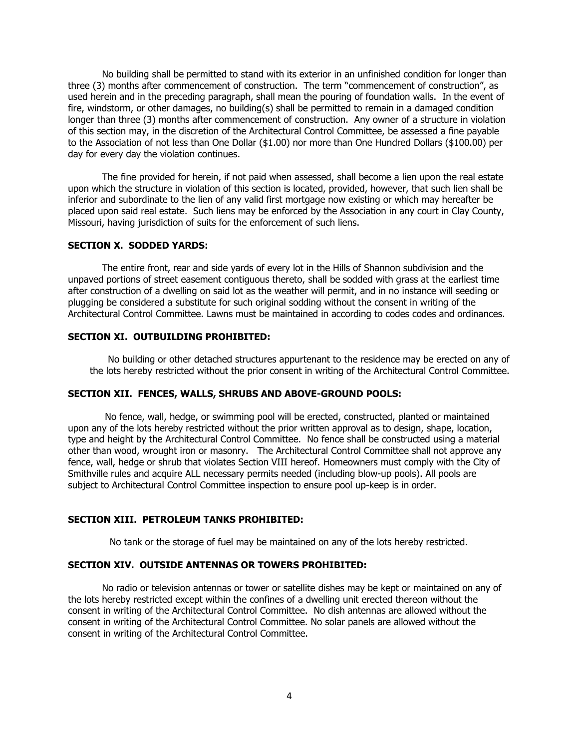No building shall be permitted to stand with its exterior in an unfinished condition for longer than three (3) months after commencement of construction. The term "commencement of construction", as used herein and in the preceding paragraph, shall mean the pouring of foundation walls. In the event of fire, windstorm, or other damages, no building(s) shall be permitted to remain in a damaged condition longer than three (3) months after commencement of construction. Any owner of a structure in violation of this section may, in the discretion of the Architectural Control Committee, be assessed a fine payable to the Association of not less than One Dollar ($1.00) nor more than One Hundred Dollars ($100.00) per day for every day the violation continues.

The fine provided for herein, if not paid when assessed, shall become a lien upon the real estate upon which the structure in violation of this section is located, provided, however, that such lien shall be inferior and subordinate to the lien of any valid first mortgage now existing or which may hereafter be placed upon said real estate. Such liens may be enforced by the Association in any court in Clay County, Missouri, having jurisdiction of suits for the enforcement of such liens.

**SECTION X. SODDED YARDS:**

The entire front, rear and side yards of every lot in the Hills of Shannon subdivision and the unpaved portions of street easement contiguous thereto, shall be sodded with grass at the earliest time after construction of a dwelling on said lot as the weather will permit, and in no instance will seeding or plugging be considered a substitute for such original sodding without the consent in writing of the Architectural Control Committee. Lawns must be maintained in according to codes codes and ordinances.

**SECTION XI. OUTBUILDING PROHIBITED:**

No building or other detached structures appurtenant to the residence may be erected on any of the lots hereby restricted without the prior consent in writing of the Architectural Control Committee.

**SECTION XII. FENCES, WALLS, SHRUBS AND ABOVE-GROUND POOLS:**

No fence, wall, hedge, or swimming pool will be erected, constructed, planted or maintained upon any of the lots hereby restricted without the prior written approval as to design, shape, location, type and height by the Architectural Control Committee. No fence shall be constructed using a material other than wood, wrought iron or masonry. The Architectural Control Committee shall not approve any fence, wall, hedge or shrub that violates Section VIII hereof. Homeowners must comply with the City of Smithville rules and acquire ALL necessary permits needed (including blow-up pools). All pools are subject to Architectural Control Committee inspection to ensure pool up-keep is in order.

**SECTION XIII. PETROLEUM TANKS PROHIBITED:**

No tank or the storage of fuel may be maintained on any of the lots hereby restricted.

**SECTION XIV. OUTSIDE ANTENNAS OR TOWERS PROHIBITED:**

No radio or television antennas or tower or satellite dishes may be kept or maintained on any of the lots hereby restricted except within the confines of a dwelling unit erected thereon without the consent in writing of the Architectural Control Committee. No dish antennas are allowed without the consent in writing of the Architectural Control Committee. No solar panels are allowed without the consent in writing of the Architectural Control Committee.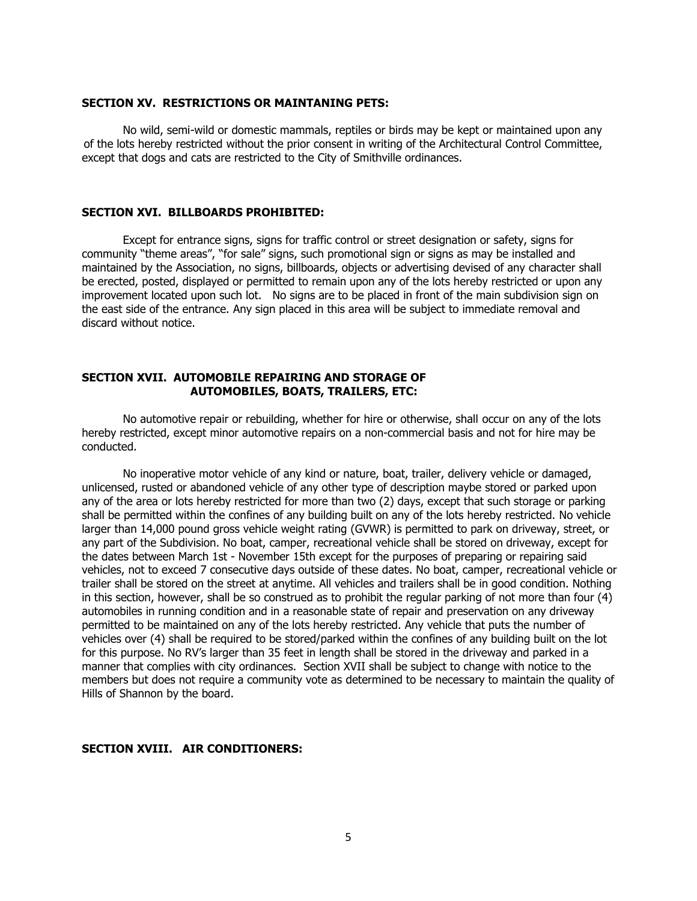### SECTION XV. RESTRICTIONS OR MAINTANING PETS:

No wild, semi-wild or domestic mammals, reptiles or birds may be kept or maintained upon any of the lots hereby restricted without the prior consent in writing of the Architectural Control Committee, except that dogs and cats are restricted to the City of Smithville ordinances.

### SECTION XVI. BILLBOARDS PROHIBITED:

Except for entrance signs, signs for traffic control or street designation or safety, signs for community "theme areas", "for sale" signs, such promotional sign or signs as may be installed and maintained by the Association, no signs, billboards, objects or advertising devised of any character shall be erected, posted, displayed or permitted to remain upon any of the lots hereby restricted or upon any improvement located upon such lot. No signs are to be placed in front of the main subdivision sign on the east side of the entrance. Any sign placed in this area will be subject to immediate removal and discard without notice.

### SECTION XVII. AUTOMOBILE REPAIRING AND STORAGE OF AUTOMOBILES, BOATS, TRAILERS, ETC:

No automotive repair or rebuilding, whether for hire or otherwise, shall occur on any of the lots hereby restricted, except minor automotive repairs on a non-commercial basis and not for hire may be conducted.

No inoperative motor vehicle of any kind or nature, boat, trailer, delivery vehicle or damaged, unlicensed, rusted or abandoned vehicle of any other type of description maybe stored or parked upon any of the area or lots hereby restricted for more than two (2) days, except that such storage or parking shall be permitted within the confines of any building built on any of the lots hereby restricted. No vehicle larger than 14,000 pound gross vehicle weight rating (GVWR) is permitted to park on driveway, street, or any part of the Subdivision. No boat, camper, recreational vehicle shall be stored on driveway, except for the dates between March 1st - November 15th except for the purposes of preparing or repairing said vehicles, not to exceed 7 consecutive days outside of these dates. No boat, camper, recreational vehicle or trailer shall be stored on the street at anytime. All vehicles and trailers shall be in good condition. Nothing in this section, however, shall be so construed as to prohibit the regular parking of not more than four (4) automobiles in running condition and in a reasonable state of repair and preservation on any driveway permitted to be maintained on any of the lots hereby restricted. Any vehicle that puts the number of vehicles over (4) shall be required to be stored/parked within the confines of any building built on the lot for this purpose. No RV's larger than 35 feet in length shall be stored in the driveway and parked in a manner that complies with city ordinances. Section XVII shall be subject to change with notice to the members but does not require a community vote as determined to be necessary to maintain the quality of Hills of Shannon by the board.

### SECTION XVIII. AIR CONDITIONERS: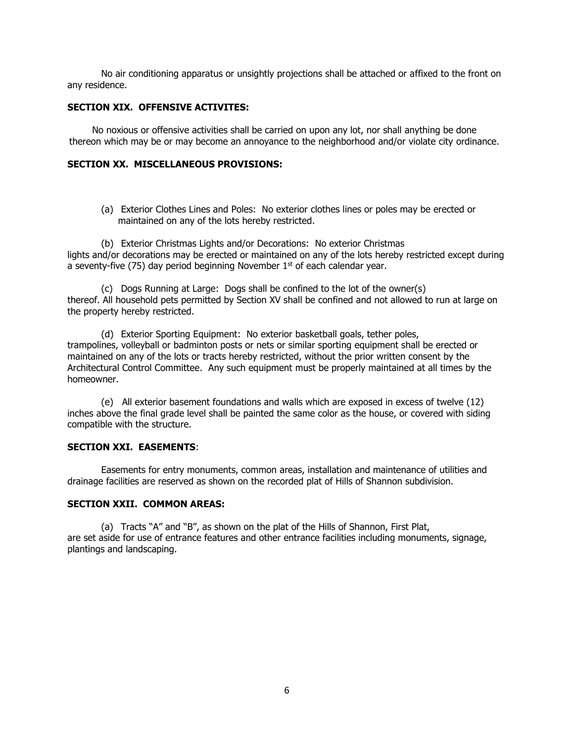No air conditioning apparatus or unsightly projections shall be attached or affixed to the front on any residence.

**SECTION XIX. OFFENSIVE ACTIVITES:**

No noxious or offensive activities shall be carried on upon any lot, nor shall anything be done thereon which may be or may become an annoyance to the neighborhood and/or violate city ordinance.

**SECTION XX. MISCELLANEOUS PROVISIONS:**

(a) Exterior Clothes Lines and Poles: No exterior clothes lines or poles may be erected or maintained on any of the lots hereby restricted.

(b) Exterior Christmas Lights and/or Decorations: No exterior Christmas lights and/or decorations may be erected or maintained on any of the lots hereby restricted except during a seventy-five (75) day period beginning November 1st of each calendar year.

(c) Dogs Running at Large: Dogs shall be confined to the lot of the owner(s) thereof. All household pets permitted by Section XV shall be confined and not allowed to run at large on the property hereby restricted.

(d) Exterior Sporting Equipment: No exterior basketball goals, tether poles, trampolines, volleyball or badminton posts or nets or similar sporting equipment shall be erected or maintained on any of the lots or tracts hereby restricted, without the prior written consent by the Architectural Control Committee. Any such equipment must be properly maintained at all times by the homeowner.

(e) All exterior basement foundations and walls which are exposed in excess of twelve (12) inches above the final grade level shall be painted the same color as the house, or covered with siding compatible with the structure.

**SECTION XXI. EASEMENTS**:

Easements for entry monuments, common areas, installation and maintenance of utilities and drainage facilities are reserved as shown on the recorded plat of Hills of Shannon subdivision.

**SECTION XXII. COMMON AREAS:**

(a) Tracts "A" and "B", as shown on the plat of the Hills of Shannon, First Plat, are set aside for use of entrance features and other entrance facilities including monuments, signage, plantings and landscaping.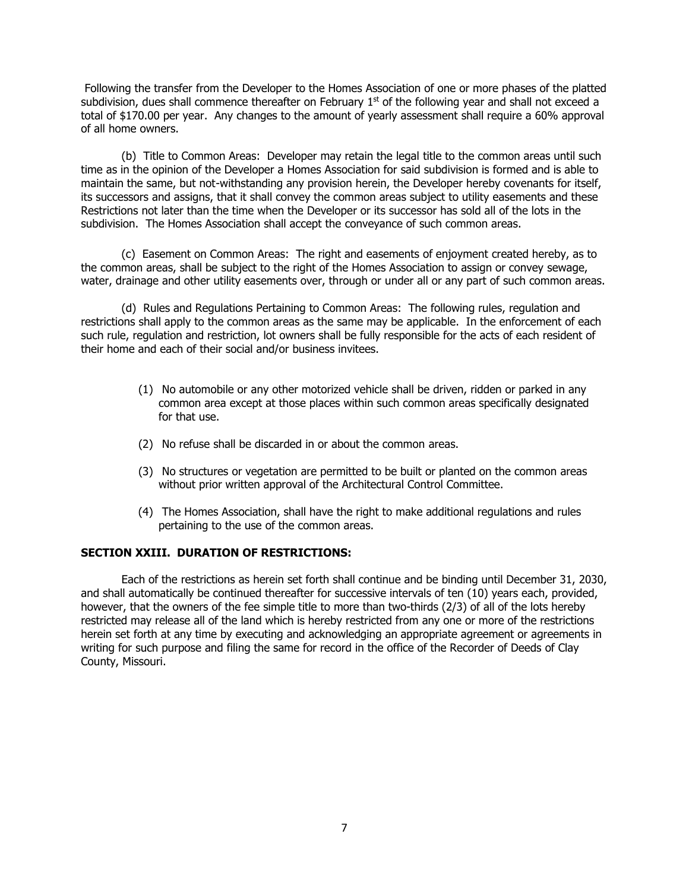Following the transfer from the Developer to the Homes Association of one or more phases of the platted subdivision, dues shall commence thereafter on February 1st of the following year and shall not exceed a total of $170.00 per year. Any changes to the amount of yearly assessment shall require a 60% approval of all home owners.

(b) Title to Common Areas: Developer may retain the legal title to the common areas until such time as in the opinion of the Developer a Homes Association for said subdivision is formed and is able to maintain the same, but not-withstanding any provision herein, the Developer hereby covenants for itself, its successors and assigns, that it shall convey the common areas subject to utility easements and these Restrictions not later than the time when the Developer or its successor has sold all of the lots in the subdivision. The Homes Association shall accept the conveyance of such common areas.

(c) Easement on Common Areas: The right and easements of enjoyment created hereby, as to the common areas, shall be subject to the right of the Homes Association to assign or convey sewage, water, drainage and other utility easements over, through or under all or any part of such common areas.

(d) Rules and Regulations Pertaining to Common Areas: The following rules, regulation and restrictions shall apply to the common areas as the same may be applicable. In the enforcement of each such rule, regulation and restriction, lot owners shall be fully responsible for the acts of each resident of their home and each of their social and/or business invitees.

(1) No automobile or any other motorized vehicle shall be driven, ridden or parked in any common area except at those places within such common areas specifically designated for that use.

(2) No refuse shall be discarded in or about the common areas.

(3) No structures or vegetation are permitted to be built or planted on the common areas without prior written approval of the Architectural Control Committee.

(4) The Homes Association, shall have the right to make additional regulations and rules pertaining to the use of the common areas.

**SECTION XXIII. DURATION OF RESTRICTIONS:**

Each of the restrictions as herein set forth shall continue and be binding until December 31, 2030, and shall automatically be continued thereafter for successive intervals of ten (10) years each, provided, however, that the owners of the fee simple title to more than two-thirds (2/3) of all of the lots hereby restricted may release all of the land which is hereby restricted from any one or more of the restrictions herein set forth at any time by executing and acknowledging an appropriate agreement or agreements in writing for such purpose and filing the same for record in the office of the Recorder of Deeds of Clay County, Missouri.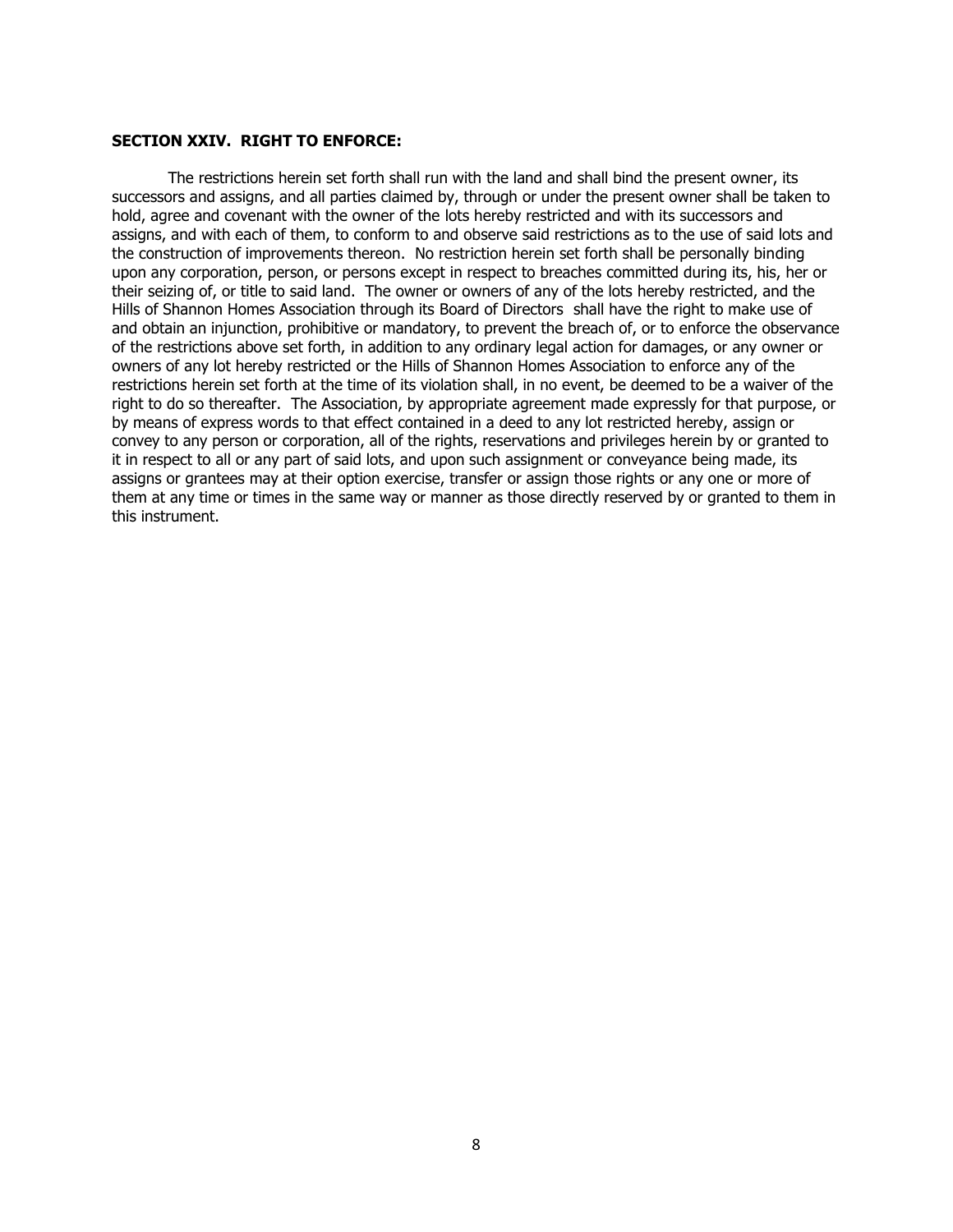**SECTION XXIV. RIGHT TO ENFORCE:**

The restrictions herein set forth shall run with the land and shall bind the present owner, its successors and assigns, and all parties claimed by, through or under the present owner shall be taken to hold, agree and covenant with the owner of the lots hereby restricted and with its successors and assigns, and with each of them, to conform to and observe said restrictions as to the use of said lots and the construction of improvements thereon. No restriction herein set forth shall be personally binding upon any corporation, person, or persons except in respect to breaches committed during its, his, her or their seizing of, or title to said land. The owner or owners of any of the lots hereby restricted, and the Hills of Shannon Homes Association through its Board of Directors shall have the right to make use of and obtain an injunction, prohibitive or mandatory, to prevent the breach of, or to enforce the observance of the restrictions above set forth, in addition to any ordinary legal action for damages, or any owner or owners of any lot hereby restricted or the Hills of Shannon Homes Association to enforce any of the restrictions herein set forth at the time of its violation shall, in no event, be deemed to be a waiver of the right to do so thereafter. The Association, by appropriate agreement made expressly for that purpose, or by means of express words to that effect contained in a deed to any lot restricted hereby, assign or convey to any person or corporation, all of the rights, reservations and privileges herein by or granted to it in respect to all or any part of said lots, and upon such assignment or conveyance being made, its assigns or grantees may at their option exercise, transfer or assign those rights or any one or more of them at any time or times in the same way or manner as those directly reserved by or granted to them in this instrument.